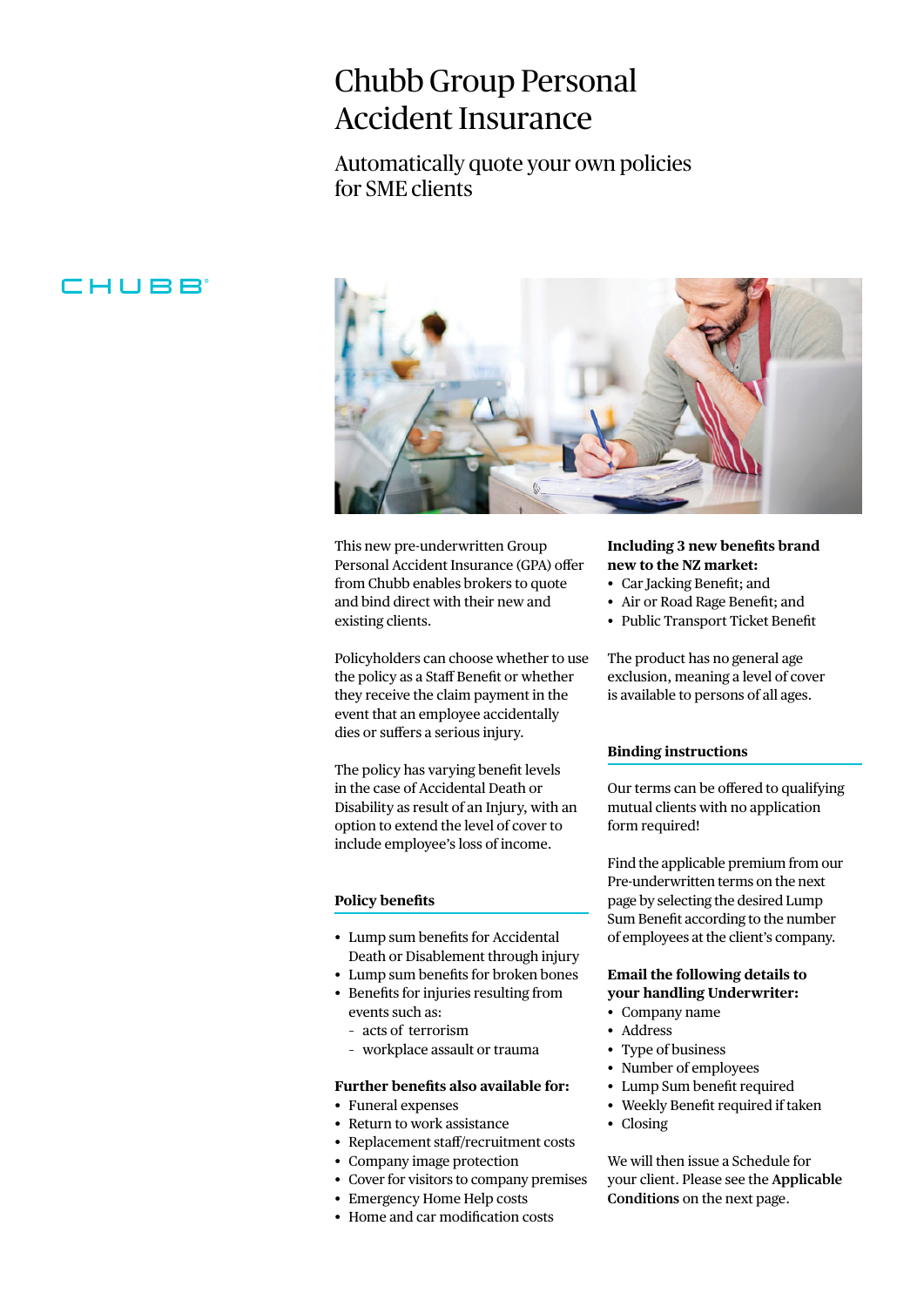# Chubb Group Personal Accident Insurance

## Automatically quote your own policies for SME clients

CHUBB

This new pre-underwritten Group Personal Accident Insurance (GPA) offer from Chubb enables brokers to quote and bind direct with their new and existing clients.

Policyholders can choose whether to use the policy as a Staff Benefit or whether they receive the claim payment in the event that an employee accidentally dies or suffers a serious injury.

The policy has varying benefit levels in the case of Accidental Death or Disability as result of an Injury, with an option to extend the level of cover to include employee's loss of income.

### Policy benefits

- Lump sum benefits for Accidental Death or Disablement through injury
- Lump sum benefits for broken bones
- Benefits for injuries resulting from events such as:
  - acts of terrorism
  - workplace assault or trauma

**Further benefits also available for:**

- Funeral expenses
- Return to work assistance
- Replacement staff/recruitment costs
- Company image protection
- Cover for visitors to company premises
- Emergency Home Help costs
- Home and car modification costs

**Including 3 new benefits brand new to the NZ market:**

- Car Jacking Benefit; and
- Air or Road Rage Benefit; and
- Public Transport Ticket Benefit

The product has no general age exclusion, meaning a level of cover is available to persons of all ages.

### Binding instructions

Our terms can be offered to qualifying mutual clients with no application form required!

Find the applicable premium from our Pre-underwritten terms on the next page by selecting the desired Lump Sum Benefit according to the number of employees at the client's company.

**Email the following details to your handling Underwriter:**

- Company name
- Address
- Type of business
- Number of employees
- Lump Sum benefit required
- Weekly Benefit required if taken
- Closing

We will then issue a Schedule for your client. Please see the **Applicable Conditions** on the next page.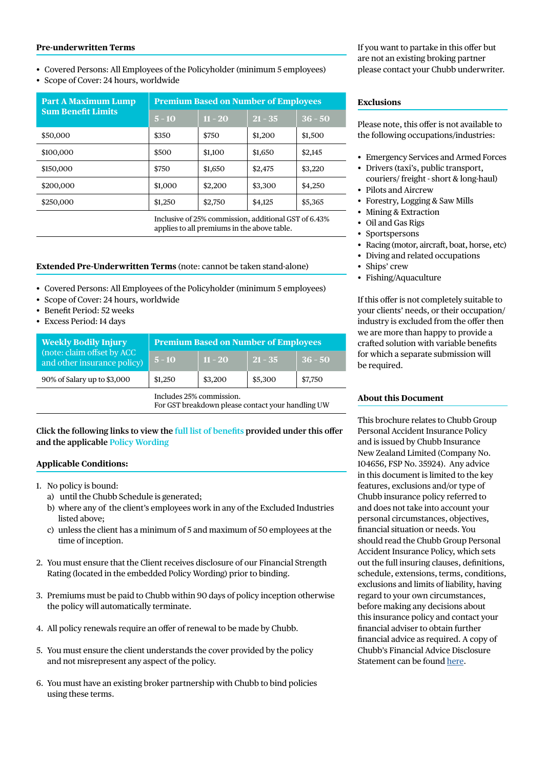## Pre-underwritten Terms

- Covered Persons: All Employees of the Policyholder (minimum 5 employees)
- Scope of Cover: 24 hours, worldwide

| Part A Maximum Lump Sum Benefit Limits | Premium Based on Number of Employees | | | |
|---|---|---|---|---|
| | 5 - 10 | 11 - 20 | 21 - 35 | 36 - 50 |
| $50,000 | $350 | $750 | $1,200 | $1,500 |
| $100,000 | $500 | $1,100 | $1,650 | $2,145 |
| $150,000 | $750 | $1,650 | $2,475 | $3,220 |
| $200,000 | $1,000 | $2,200 | $3,300 | $4,250 |
| $250,000 | $1,250 | $2,750 | $4,125 | $5,365 |
| | Inclusive of 25% commission, additional GST of 6.43% applies to all premiums in the above table. | | | |

## Extended Pre-Underwritten Terms (note: cannot be taken stand-alone)

- Covered Persons: All Employees of the Policyholder (minimum 5 employees)
- Scope of Cover: 24 hours, worldwide
- Benefit Period: 52 weeks
- Excess Period: 14 days

| Weekly Bodily Injury (note: claim offset by ACC and other insurance policy) | Premium Based on Number of Employees | | | |
|---|---|---|---|---|
| | 5 - 10 | 11 - 20 | 21 - 35 | 36 - 50 |
| 90% of Salary up to $3,000 | $1,250 | $3,200 | $5,300 | $7,750 |
| | Includes 25% commission. For GST breakdown please contact your handling UW | | | |

**Click the following links to view the full list of benefits provided under this offer and the applicable Policy Wording**

## Applicable Conditions:

1. No policy is bound:
   a) until the Chubb Schedule is generated;
   b) where any of the client's employees work in any of the Excluded Industries listed above;
   c) unless the client has a minimum of 5 and maximum of 50 employees at the time of inception.

2. You must ensure that the Client receives disclosure of our Financial Strength Rating (located in the embedded Policy Wording) prior to binding.

3. Premiums must be paid to Chubb within 90 days of policy inception otherwise the policy will automatically terminate.

4. All policy renewals require an offer of renewal to be made by Chubb.

5. You must ensure the client understands the cover provided by the policy and not misrepresent any aspect of the policy.

6. You must have an existing broker partnership with Chubb to bind policies using these terms.

If you want to partake in this offer but are not an existing broking partner please contact your Chubb underwriter.

## Exclusions

Please note, this offer is not available to the following occupations/industries:

- Emergency Services and Armed Forces
- Drivers (taxi's, public transport, couriers/ freight - short & long-haul)
- Pilots and Aircrew
- Forestry, Logging & Saw Mills
- Mining & Extraction
- Oil and Gas Rigs
- Sportspersons
- Racing (motor, aircraft, boat, horse, etc)
- Diving and related occupations
- Ships' crew
- Fishing/Aquaculture

If this offer is not completely suitable to your clients' needs, or their occupation/ industry is excluded from the offer then we are more than happy to provide a crafted solution with variable benefits for which a separate submission will be required.

## About this Document

This brochure relates to Chubb Group Personal Accident Insurance Policy and is issued by Chubb Insurance New Zealand Limited (Company No. 104656, FSP No. 35924). Any advice in this document is limited to the key features, exclusions and/or type of Chubb insurance policy referred to and does not take into account your personal circumstances, objectives, financial situation or needs. You should read the Chubb Group Personal Accident Insurance Policy, which sets out the full insuring clauses, definitions, schedule, extensions, terms, conditions, exclusions and limits of liability, having regard to your own circumstances, before making any decisions about this insurance policy and contact your financial adviser to obtain further financial advice as required. A copy of Chubb's Financial Advice Disclosure Statement can be found here.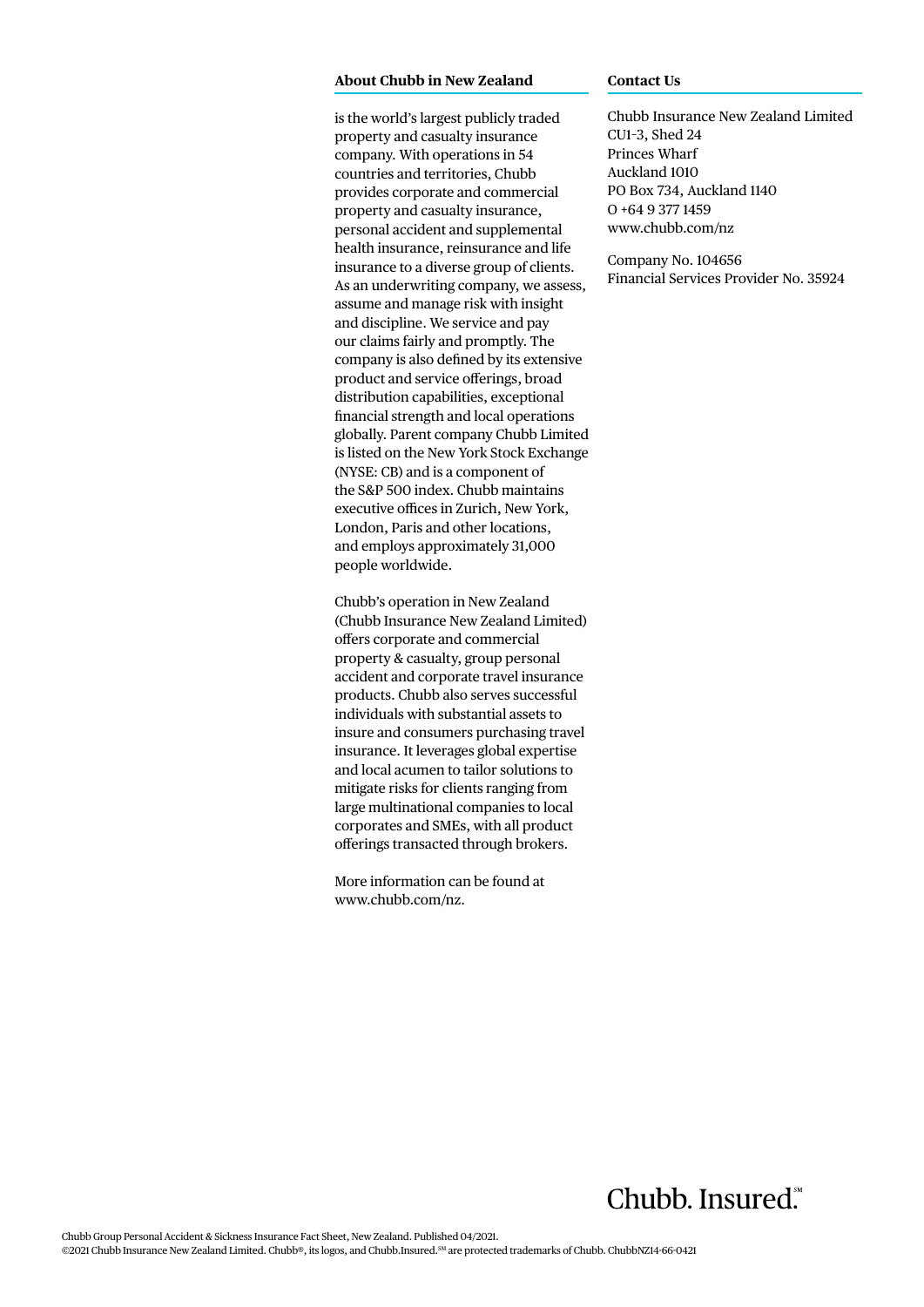## About Chubb in New Zealand

is the world's largest publicly traded property and casualty insurance company. With operations in 54 countries and territories, Chubb provides corporate and commercial property and casualty insurance, personal accident and supplemental health insurance, reinsurance and life insurance to a diverse group of clients. As an underwriting company, we assess, assume and manage risk with insight and discipline. We service and pay our claims fairly and promptly. The company is also defined by its extensive product and service offerings, broad distribution capabilities, exceptional financial strength and local operations globally. Parent company Chubb Limited is listed on the New York Stock Exchange (NYSE: CB) and is a component of the S&P 500 index. Chubb maintains executive offices in Zurich, New York, London, Paris and other locations, and employs approximately 31,000 people worldwide.

Chubb's operation in New Zealand (Chubb Insurance New Zealand Limited) offers corporate and commercial property & casualty, group personal accident and corporate travel insurance products. Chubb also serves successful individuals with substantial assets to insure and consumers purchasing travel insurance. It leverages global expertise and local acumen to tailor solutions to mitigate risks for clients ranging from large multinational companies to local corporates and SMEs, with all product offerings transacted through brokers.

More information can be found at www.chubb.com/nz.

## Contact Us

Chubb Insurance New Zealand Limited
CU1-3, Shed 24
Princes Wharf
Auckland 1010
PO Box 734, Auckland 1140
O +64 9 377 1459
www.chubb.com/nz

Company No. 104656
Financial Services Provider No. 35924

Chubb. Insured.SM

Chubb Group Personal Accident & Sickness Insurance Fact Sheet, New Zealand. Published 04/2021.
©2021 Chubb Insurance New Zealand Limited. Chubb®, its logos, and Chubb.Insured.SM are protected trademarks of Chubb. ChubbNZ14-66-0421